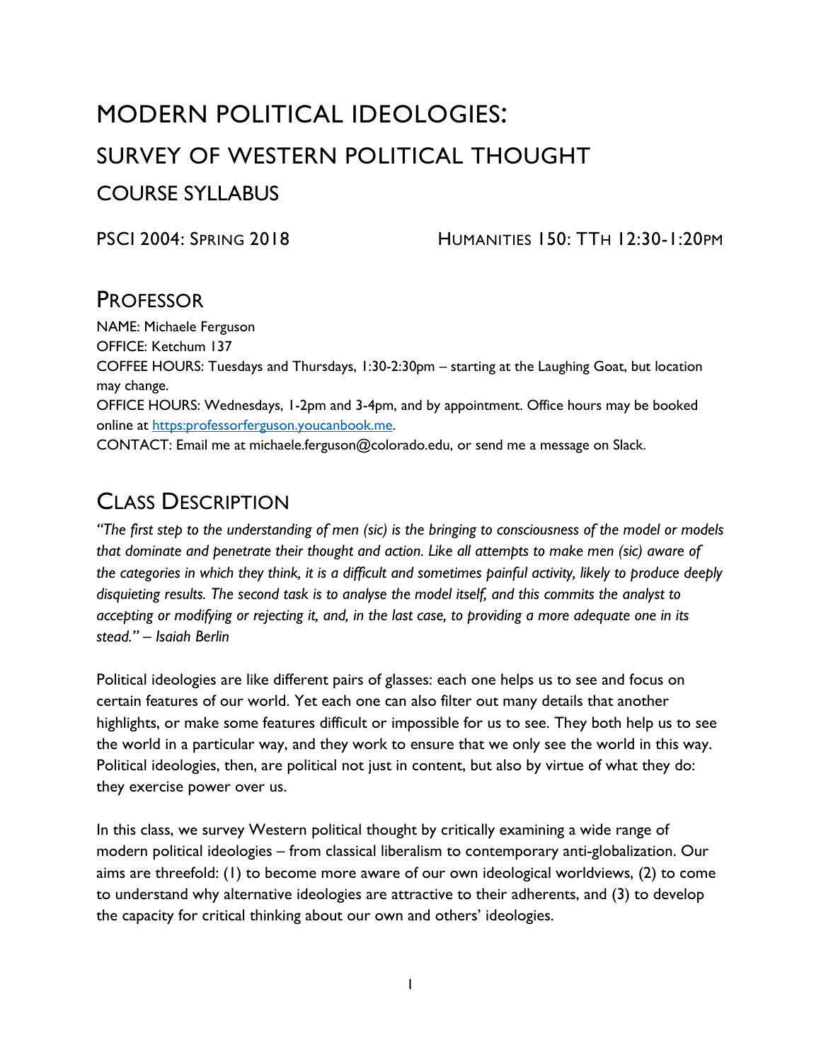# MODERN POLITICAL IDEOLOGIES:

# SURVEY OF WESTERN POLITICAL THOUGHT

## COURSE SYLLABUS

PSCI 2004: SPRING 2018 HUMANITIES 150: TTH 12:30-1:20PM

## PROFESSOR

NAME: Michaele Ferguson
OFFICE: Ketchum 137
COFFEE HOURS: Tuesdays and Thursdays, 1:30-2:30pm – starting at the Laughing Goat, but location may change.
OFFICE HOURS: Wednesdays, 1-2pm and 3-4pm, and by appointment. Office hours may be booked online at [https:professorferguson.youcanbook.me](https:professorferguson.youcanbook.me).
CONTACT: Email me at michaele.ferguson@colorado.edu, or send me a message on Slack.

## CLASS DESCRIPTION

*"The first step to the understanding of men (sic) is the bringing to consciousness of the model or models that dominate and penetrate their thought and action. Like all attempts to make men (sic) aware of the categories in which they think, it is a difficult and sometimes painful activity, likely to produce deeply disquieting results. The second task is to analyse the model itself, and this commits the analyst to accepting or modifying or rejecting it, and, in the last case, to providing a more adequate one in its stead." – Isaiah Berlin*

Political ideologies are like different pairs of glasses: each one helps us to see and focus on certain features of our world. Yet each one can also filter out many details that another highlights, or make some features difficult or impossible for us to see. They both help us to see the world in a particular way, and they work to ensure that we only see the world in this way. Political ideologies, then, are political not just in content, but also by virtue of what they do: they exercise power over us.

In this class, we survey Western political thought by critically examining a wide range of modern political ideologies – from classical liberalism to contemporary anti-globalization. Our aims are threefold: (1) to become more aware of our own ideological worldviews, (2) to come to understand why alternative ideologies are attractive to their adherents, and (3) to develop the capacity for critical thinking about our own and others' ideologies.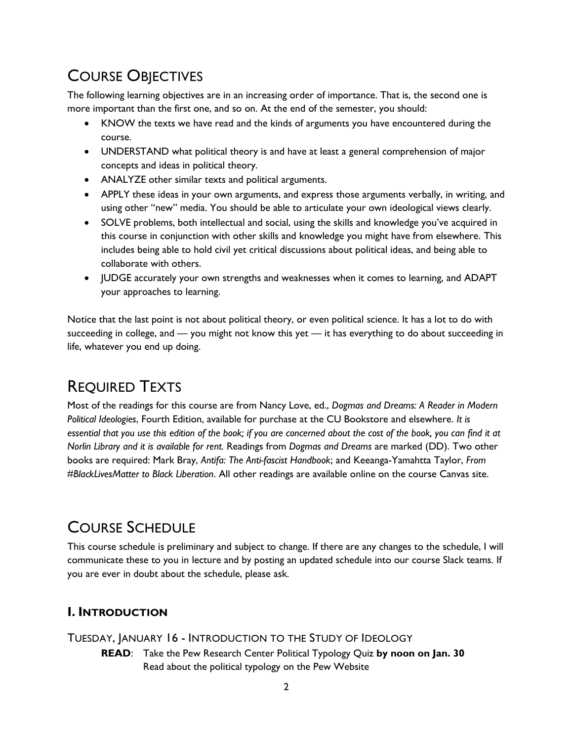## Course Objectives

The following learning objectives are in an increasing order of importance. That is, the second one is more important than the first one, and so on. At the end of the semester, you should:

- KNOW the texts we have read and the kinds of arguments you have encountered during the course.
- UNDERSTAND what political theory is and have at least a general comprehension of major concepts and ideas in political theory.
- ANALYZE other similar texts and political arguments.
- APPLY these ideas in your own arguments, and express those arguments verbally, in writing, and using other "new" media. You should be able to articulate your own ideological views clearly.
- SOLVE problems, both intellectual and social, using the skills and knowledge you've acquired in this course in conjunction with other skills and knowledge you might have from elsewhere. This includes being able to hold civil yet critical discussions about political ideas, and being able to collaborate with others.
- JUDGE accurately your own strengths and weaknesses when it comes to learning, and ADAPT your approaches to learning.

Notice that the last point is not about political theory, or even political science. It has a lot to do with succeeding in college, and — you might not know this yet — it has everything to do about succeeding in life, whatever you end up doing.

## Required Texts

Most of the readings for this course are from Nancy Love, ed., *Dogmas and Dreams: A Reader in Modern Political Ideologies*, Fourth Edition, available for purchase at the CU Bookstore and elsewhere. *It is essential that you use this edition of the book; if you are concerned about the cost of the book, you can find it at Norlin Library and it is available for rent.* Readings from *Dogmas and Dreams* are marked (DD). Two other books are required: Mark Bray, *Antifa: The Anti-fascist Handbook*; and Keeanga-Yamahtta Taylor, *From #BlackLivesMatter to Black Liberation*. All other readings are available online on the course Canvas site.

## Course Schedule

This course schedule is preliminary and subject to change. If there are any changes to the schedule, I will communicate these to you in lecture and by posting an updated schedule into our course Slack teams. If you are ever in doubt about the schedule, please ask.

### I. Introduction

Tuesday, January 16 - Introduction to the Study of Ideology

**READ**: Take the Pew Research Center Political Typology Quiz **by noon on Jan. 30**
Read about the political typology on the Pew Website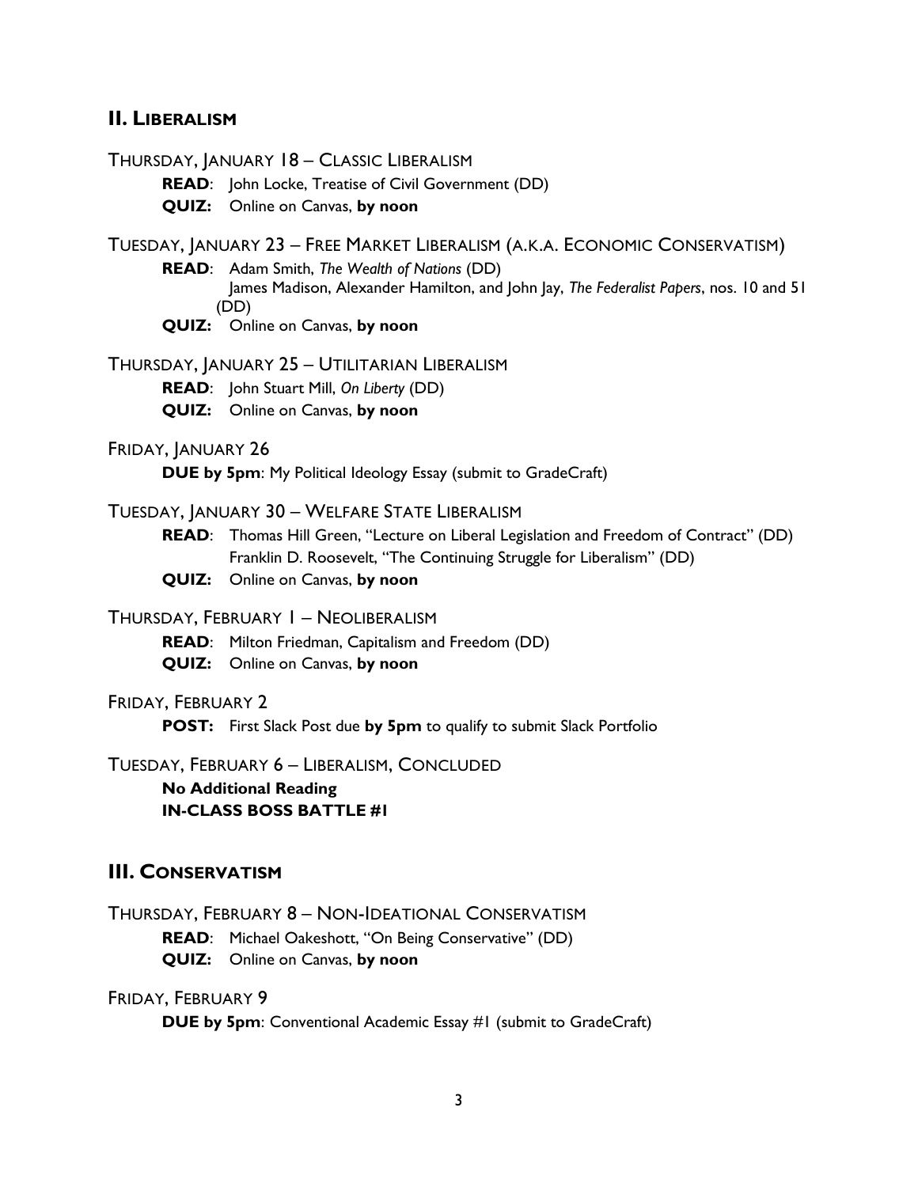## II. Liberalism

THURSDAY, JANUARY 18 – CLASSIC LIBERALISM

**READ**: John Locke, Treatise of Civil Government (DD)
**QUIZ:** Online on Canvas, **by noon**

TUESDAY, JANUARY 23 – FREE MARKET LIBERALISM (A.K.A. ECONOMIC CONSERVATISM)

**READ**: Adam Smith, *The Wealth of Nations* (DD)
James Madison, Alexander Hamilton, and John Jay, *The Federalist Papers*, nos. 10 and 51 (DD)
**QUIZ:** Online on Canvas, **by noon**

THURSDAY, JANUARY 25 – UTILITARIAN LIBERALISM

**READ**: John Stuart Mill, *On Liberty* (DD)
**QUIZ:** Online on Canvas, **by noon**

FRIDAY, JANUARY 26

**DUE by 5pm**: My Political Ideology Essay (submit to GradeCraft)

TUESDAY, JANUARY 30 – WELFARE STATE LIBERALISM

**READ**: Thomas Hill Green, "Lecture on Liberal Legislation and Freedom of Contract" (DD)
Franklin D. Roosevelt, "The Continuing Struggle for Liberalism" (DD)
**QUIZ:** Online on Canvas, **by noon**

THURSDAY, FEBRUARY 1 – NEOLIBERALISM

**READ**: Milton Friedman, Capitalism and Freedom (DD)
**QUIZ:** Online on Canvas, **by noon**

FRIDAY, FEBRUARY 2

**POST:** First Slack Post due **by 5pm** to qualify to submit Slack Portfolio

TUESDAY, FEBRUARY 6 – LIBERALISM, CONCLUDED

**No Additional Reading**
**IN-CLASS BOSS BATTLE #1**

## III. Conservatism

THURSDAY, FEBRUARY 8 – NON-IDEATIONAL CONSERVATISM

**READ**: Michael Oakeshott, "On Being Conservative" (DD)
**QUIZ:** Online on Canvas, **by noon**

FRIDAY, FEBRUARY 9

**DUE by 5pm**: Conventional Academic Essay #1 (submit to GradeCraft)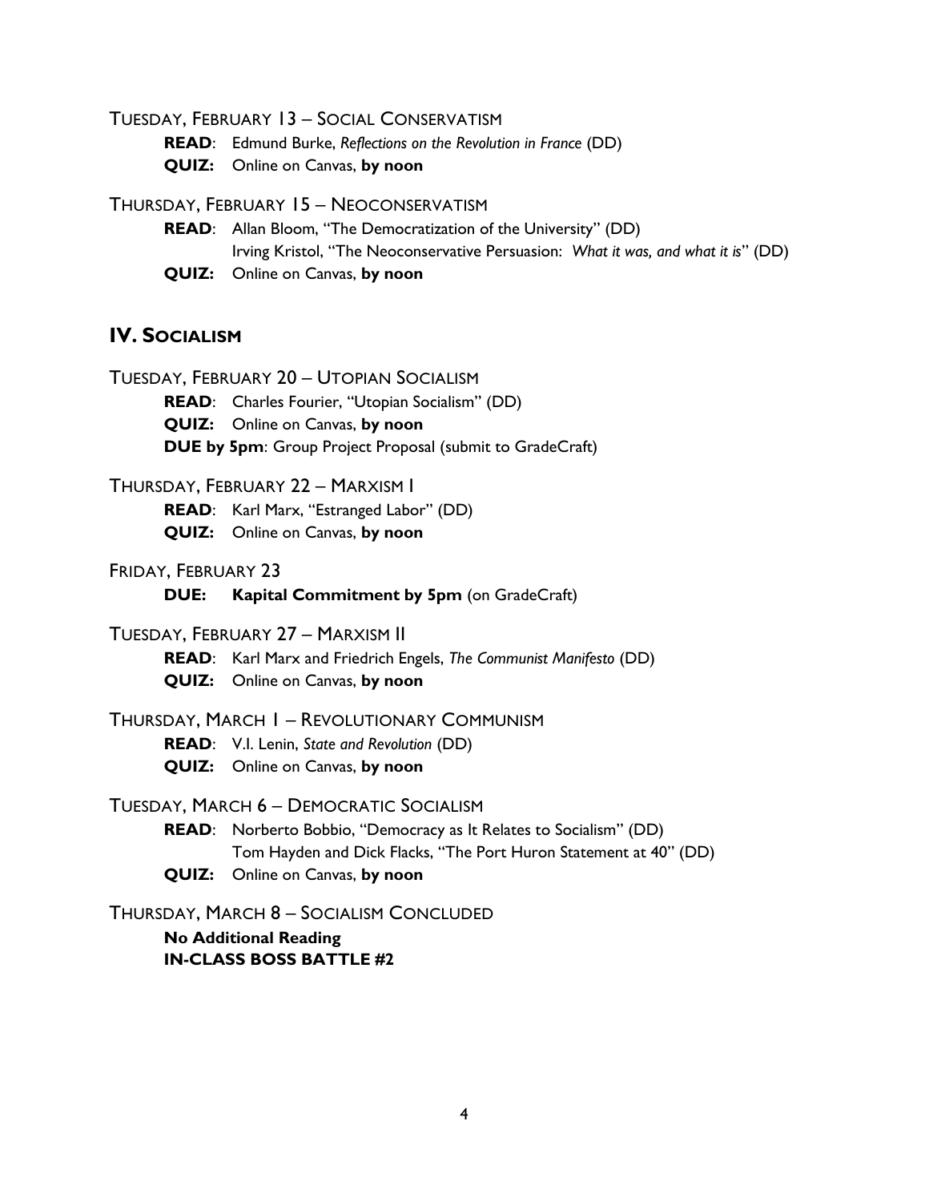TUESDAY, FEBRUARY 13 – SOCIAL CONSERVATISM

**READ**: Edmund Burke, *Reflections on the Revolution in France* (DD)

**QUIZ:** Online on Canvas, **by noon**

THURSDAY, FEBRUARY 15 – NEOCONSERVATISM

**READ**: Allan Bloom, "The Democratization of the University" (DD)
Irving Kristol, "The Neoconservative Persuasion: *What it was, and what it is*" (DD)

**QUIZ:** Online on Canvas, **by noon**

## IV. SOCIALISM

TUESDAY, FEBRUARY 20 – UTOPIAN SOCIALISM

**READ**: Charles Fourier, "Utopian Socialism" (DD)

**QUIZ:** Online on Canvas, **by noon**

**DUE by 5pm**: Group Project Proposal (submit to GradeCraft)

THURSDAY, FEBRUARY 22 – MARXISM I

**READ**: Karl Marx, "Estranged Labor" (DD)

**QUIZ:** Online on Canvas, **by noon**

FRIDAY, FEBRUARY 23

**DUE: Kapital Commitment by 5pm** (on GradeCraft)

TUESDAY, FEBRUARY 27 – MARXISM II

**READ**: Karl Marx and Friedrich Engels, *The Communist Manifesto* (DD)

**QUIZ:** Online on Canvas, **by noon**

THURSDAY, MARCH 1 – REVOLUTIONARY COMMUNISM

**READ**: V.I. Lenin, *State and Revolution* (DD)

**QUIZ:** Online on Canvas, **by noon**

TUESDAY, MARCH 6 – DEMOCRATIC SOCIALISM

**READ**: Norberto Bobbio, "Democracy as It Relates to Socialism" (DD)
Tom Hayden and Dick Flacks, "The Port Huron Statement at 40" (DD)

**QUIZ:** Online on Canvas, **by noon**

THURSDAY, MARCH 8 – SOCIALISM CONCLUDED

**No Additional Reading**

**IN-CLASS BOSS BATTLE #2**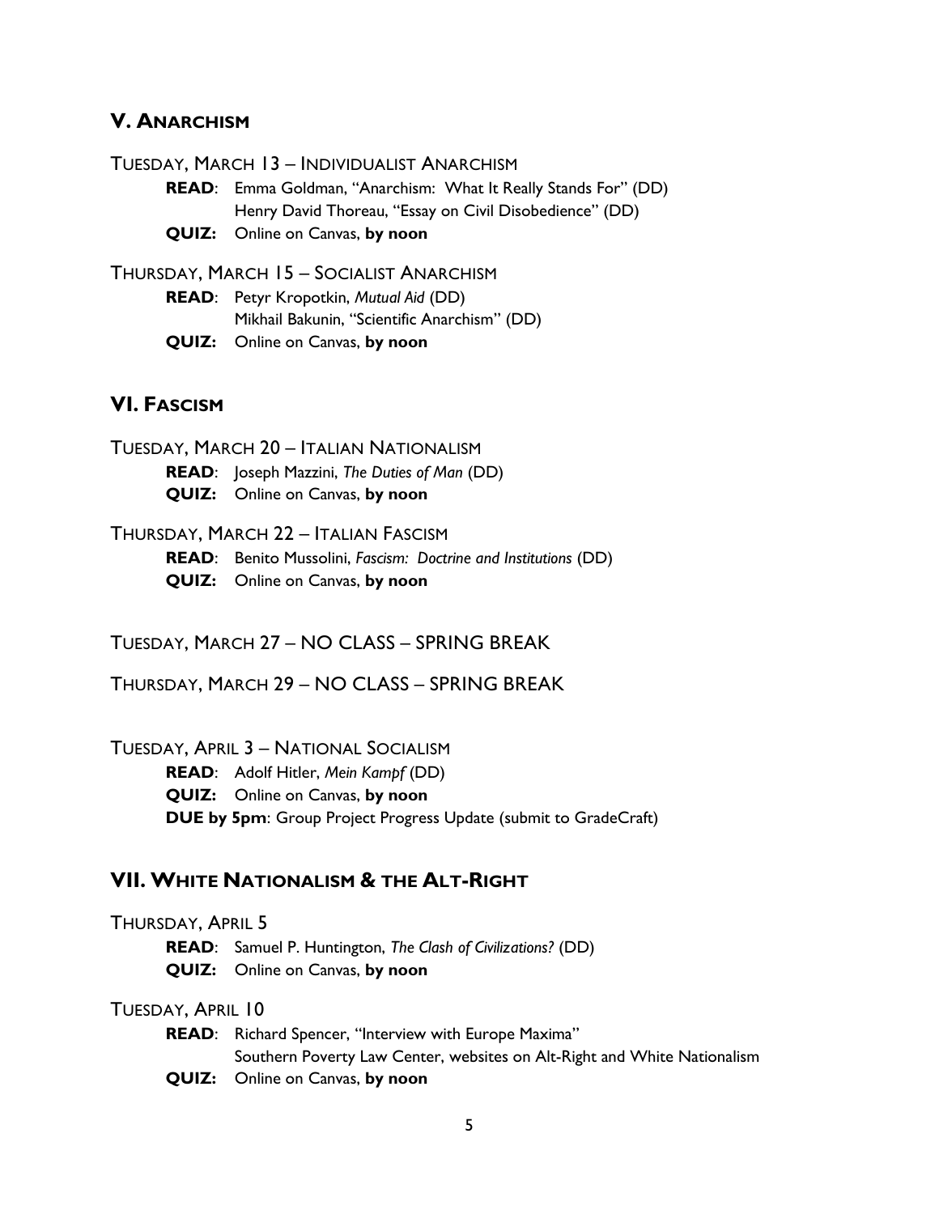## V. Anarchism

TUESDAY, MARCH 13 – INDIVIDUALIST ANARCHISM

**READ**: Emma Goldman, "Anarchism: What It Really Stands For" (DD)
Henry David Thoreau, "Essay on Civil Disobedience" (DD)
**QUIZ:** Online on Canvas, **by noon**

THURSDAY, MARCH 15 – SOCIALIST ANARCHISM

**READ**: Petyr Kropotkin, *Mutual Aid* (DD)
Mikhail Bakunin, "Scientific Anarchism" (DD)
**QUIZ:** Online on Canvas, **by noon**

## VI. Fascism

TUESDAY, MARCH 20 – ITALIAN NATIONALISM

**READ**: Joseph Mazzini, *The Duties of Man* (DD)
**QUIZ:** Online on Canvas, **by noon**

THURSDAY, MARCH 22 – ITALIAN FASCISM

**READ**: Benito Mussolini, *Fascism: Doctrine and Institutions* (DD)
**QUIZ:** Online on Canvas, **by noon**

TUESDAY, MARCH 27 – NO CLASS – SPRING BREAK

THURSDAY, MARCH 29 – NO CLASS – SPRING BREAK

TUESDAY, APRIL 3 – NATIONAL SOCIALISM

**READ**: Adolf Hitler, *Mein Kampf* (DD)
**QUIZ:** Online on Canvas, **by noon**
**DUE by 5pm**: Group Project Progress Update (submit to GradeCraft)

## VII. White Nationalism & the Alt-Right

THURSDAY, APRIL 5

**READ**: Samuel P. Huntington, *The Clash of Civilizations?* (DD)
**QUIZ:** Online on Canvas, **by noon**

TUESDAY, APRIL 10

**READ**: Richard Spencer, "Interview with Europe Maxima"
Southern Poverty Law Center, websites on Alt-Right and White Nationalism
**QUIZ:** Online on Canvas, **by noon**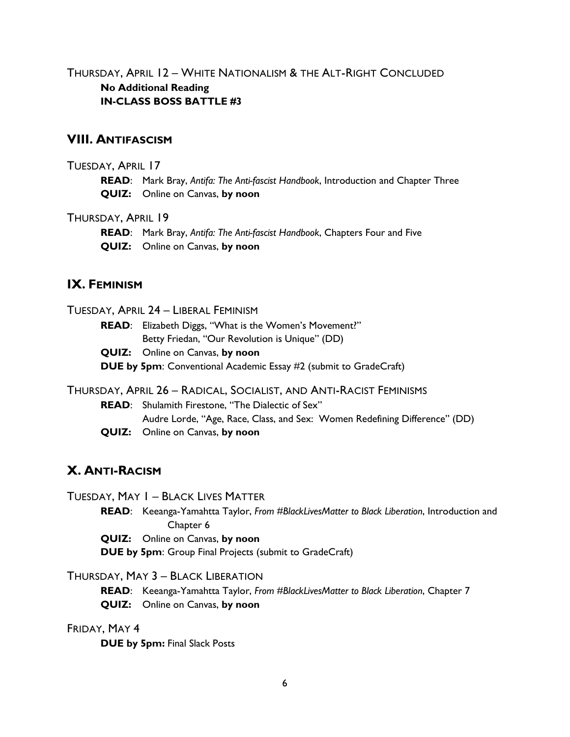THURSDAY, APRIL 12 – WHITE NATIONALISM & THE ALT-RIGHT CONCLUDED

**No Additional Reading**
**IN-CLASS BOSS BATTLE #3**

## VIII. ANTIFASCISM

TUESDAY, APRIL 17

**READ**: Mark Bray, *Antifa: The Anti-fascist Handbook*, Introduction and Chapter Three
**QUIZ:** Online on Canvas, **by noon**

THURSDAY, APRIL 19

**READ**: Mark Bray, *Antifa: The Anti-fascist Handbook*, Chapters Four and Five
**QUIZ:** Online on Canvas, **by noon**

## IX. FEMINISM

TUESDAY, APRIL 24 – LIBERAL FEMINISM

**READ**: Elizabeth Diggs, "What is the Women's Movement?"
Betty Friedan, "Our Revolution is Unique" (DD)
**QUIZ:** Online on Canvas, **by noon**
**DUE by 5pm**: Conventional Academic Essay #2 (submit to GradeCraft)

THURSDAY, APRIL 26 – RADICAL, SOCIALIST, AND ANTI-RACIST FEMINISMS

**READ**: Shulamith Firestone, "The Dialectic of Sex"
Audre Lorde, "Age, Race, Class, and Sex: Women Redefining Difference" (DD)
**QUIZ:** Online on Canvas, **by noon**

## X. ANTI-RACISM

TUESDAY, MAY 1 – BLACK LIVES MATTER

**READ**: Keeanga-Yamahtta Taylor, *From #BlackLivesMatter to Black Liberation*, Introduction and Chapter 6
**QUIZ:** Online on Canvas, **by noon**
**DUE by 5pm**: Group Final Projects (submit to GradeCraft)

THURSDAY, MAY 3 – BLACK LIBERATION

**READ**: Keeanga-Yamahtta Taylor, *From #BlackLivesMatter to Black Liberation*, Chapter 7
**QUIZ:** Online on Canvas, **by noon**

FRIDAY, MAY 4

**DUE by 5pm:** Final Slack Posts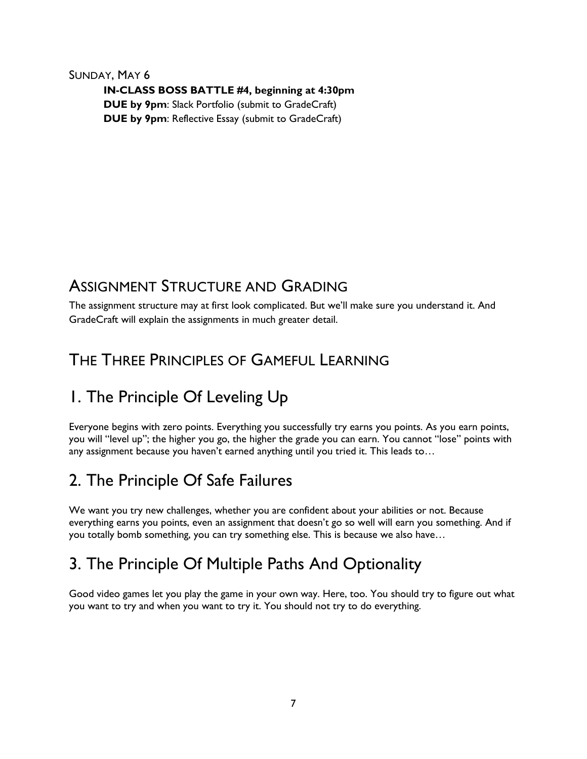SUNDAY, MAY 6

**IN-CLASS BOSS BATTLE #4, beginning at 4:30pm**
**DUE by 9pm**: Slack Portfolio (submit to GradeCraft)
**DUE by 9pm**: Reflective Essay (submit to GradeCraft)

## ASSIGNMENT STRUCTURE AND GRADING

The assignment structure may at first look complicated. But we'll make sure you understand it. And GradeCraft will explain the assignments in much greater detail.

## THE THREE PRINCIPLES OF GAMEFUL LEARNING

### 1. The Principle Of Leveling Up

Everyone begins with zero points. Everything you successfully try earns you points. As you earn points, you will "level up"; the higher you go, the higher the grade you can earn. You cannot "lose" points with any assignment because you haven't earned anything until you tried it. This leads to…

### 2. The Principle Of Safe Failures

We want you try new challenges, whether you are confident about your abilities or not. Because everything earns you points, even an assignment that doesn't go so well will earn you something. And if you totally bomb something, you can try something else. This is because we also have…

### 3. The Principle Of Multiple Paths And Optionality

Good video games let you play the game in your own way. Here, too. You should try to figure out what you want to try and when you want to try it. You should not try to do everything.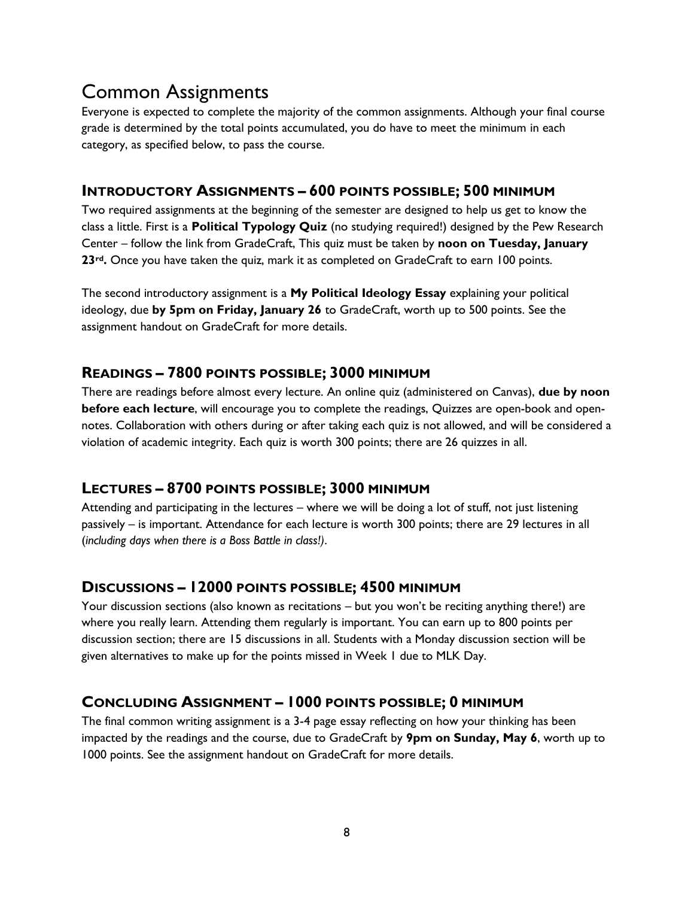# Common Assignments

Everyone is expected to complete the majority of the common assignments. Although your final course grade is determined by the total points accumulated, you do have to meet the minimum in each category, as specified below, to pass the course.

## Introductory Assignments – 600 points possible; 500 minimum

Two required assignments at the beginning of the semester are designed to help us get to know the class a little. First is a **Political Typology Quiz** (no studying required!) designed by the Pew Research Center – follow the link from GradeCraft, This quiz must be taken by **noon on Tuesday, January 23rd.** Once you have taken the quiz, mark it as completed on GradeCraft to earn 100 points.

The second introductory assignment is a **My Political Ideology Essay** explaining your political ideology, due **by 5pm on Friday, January 26** to GradeCraft, worth up to 500 points. See the assignment handout on GradeCraft for more details.

## Readings – 7800 points possible; 3000 minimum

There are readings before almost every lecture. An online quiz (administered on Canvas), **due by noon before each lecture**, will encourage you to complete the readings, Quizzes are open-book and open-notes. Collaboration with others during or after taking each quiz is not allowed, and will be considered a violation of academic integrity. Each quiz is worth 300 points; there are 26 quizzes in all.

## Lectures – 8700 points possible; 3000 minimum

Attending and participating in the lectures – where we will be doing a lot of stuff, not just listening passively – is important. Attendance for each lecture is worth 300 points; there are 29 lectures in all (*including days when there is a Boss Battle in class!)*.

## Discussions – 12000 points possible; 4500 minimum

Your discussion sections (also known as recitations – but you won't be reciting anything there!) are where you really learn. Attending them regularly is important. You can earn up to 800 points per discussion section; there are 15 discussions in all. Students with a Monday discussion section will be given alternatives to make up for the points missed in Week 1 due to MLK Day.

## Concluding Assignment – 1000 points possible; 0 minimum

The final common writing assignment is a 3-4 page essay reflecting on how your thinking has been impacted by the readings and the course, due to GradeCraft by **9pm on Sunday, May 6**, worth up to 1000 points. See the assignment handout on GradeCraft for more details.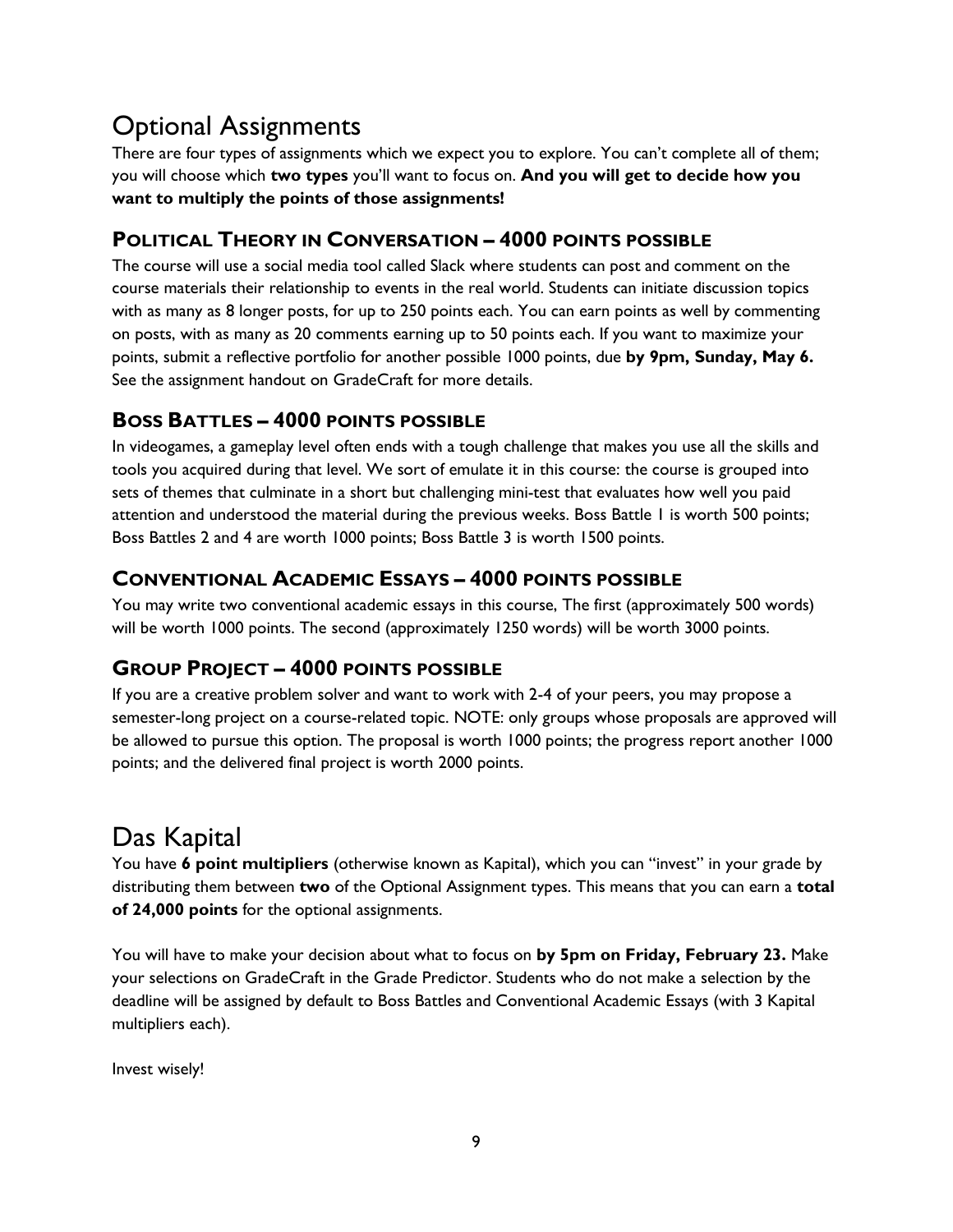# Optional Assignments

There are four types of assignments which we expect you to explore. You can't complete all of them; you will choose which **two types** you'll want to focus on. **And you will get to decide how you want to multiply the points of those assignments!**

## POLITICAL THEORY IN CONVERSATION – 4000 POINTS POSSIBLE

The course will use a social media tool called Slack where students can post and comment on the course materials their relationship to events in the real world. Students can initiate discussion topics with as many as 8 longer posts, for up to 250 points each. You can earn points as well by commenting on posts, with as many as 20 comments earning up to 50 points each. If you want to maximize your points, submit a reflective portfolio for another possible 1000 points, due **by 9pm, Sunday, May 6.** See the assignment handout on GradeCraft for more details.

## BOSS BATTLES – 4000 POINTS POSSIBLE

In videogames, a gameplay level often ends with a tough challenge that makes you use all the skills and tools you acquired during that level. We sort of emulate it in this course: the course is grouped into sets of themes that culminate in a short but challenging mini-test that evaluates how well you paid attention and understood the material during the previous weeks. Boss Battle 1 is worth 500 points; Boss Battles 2 and 4 are worth 1000 points; Boss Battle 3 is worth 1500 points.

## CONVENTIONAL ACADEMIC ESSAYS – 4000 POINTS POSSIBLE

You may write two conventional academic essays in this course, The first (approximately 500 words) will be worth 1000 points. The second (approximately 1250 words) will be worth 3000 points.

## GROUP PROJECT – 4000 POINTS POSSIBLE

If you are a creative problem solver and want to work with 2-4 of your peers, you may propose a semester-long project on a course-related topic. NOTE: only groups whose proposals are approved will be allowed to pursue this option. The proposal is worth 1000 points; the progress report another 1000 points; and the delivered final project is worth 2000 points.

# Das Kapital

You have **6 point multipliers** (otherwise known as Kapital), which you can "invest" in your grade by distributing them between **two** of the Optional Assignment types. This means that you can earn a **total of 24,000 points** for the optional assignments.

You will have to make your decision about what to focus on **by 5pm on Friday, February 23.** Make your selections on GradeCraft in the Grade Predictor. Students who do not make a selection by the deadline will be assigned by default to Boss Battles and Conventional Academic Essays (with 3 Kapital multipliers each).

Invest wisely!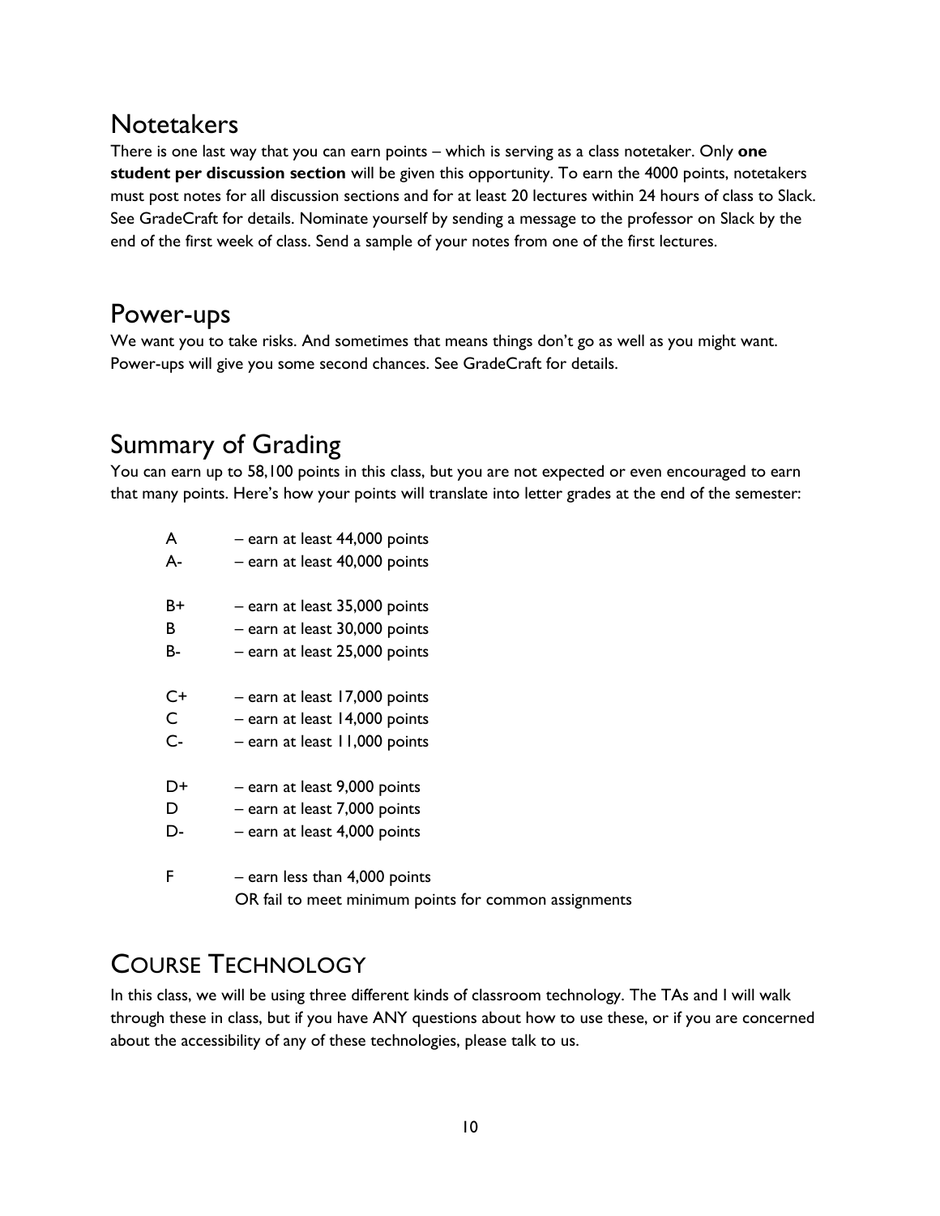## Notetakers

There is one last way that you can earn points – which is serving as a class notetaker. Only **one student per discussion section** will be given this opportunity. To earn the 4000 points, notetakers must post notes for all discussion sections and for at least 20 lectures within 24 hours of class to Slack. See GradeCraft for details. Nominate yourself by sending a message to the professor on Slack by the end of the first week of class. Send a sample of your notes from one of the first lectures.

## Power-ups

We want you to take risks. And sometimes that means things don't go as well as you might want. Power-ups will give you some second chances. See GradeCraft for details.

## Summary of Grading

You can earn up to 58,100 points in this class, but you are not expected or even encouraged to earn that many points. Here's how your points will translate into letter grades at the end of the semester:

| Grade | Requirement |
|---|---|
| A | – earn at least 44,000 points |
| A- | – earn at least 40,000 points |
| B+ | – earn at least 35,000 points |
| B | – earn at least 30,000 points |
| B- | – earn at least 25,000 points |
| C+ | – earn at least 17,000 points |
| C | – earn at least 14,000 points |
| C- | – earn at least 11,000 points |
| D+ | – earn at least 9,000 points |
| D | – earn at least 7,000 points |
| D- | – earn at least 4,000 points |
| F | – earn less than 4,000 points OR fail to meet minimum points for common assignments |

# COURSE TECHNOLOGY

In this class, we will be using three different kinds of classroom technology. The TAs and I will walk through these in class, but if you have ANY questions about how to use these, or if you are concerned about the accessibility of any of these technologies, please talk to us.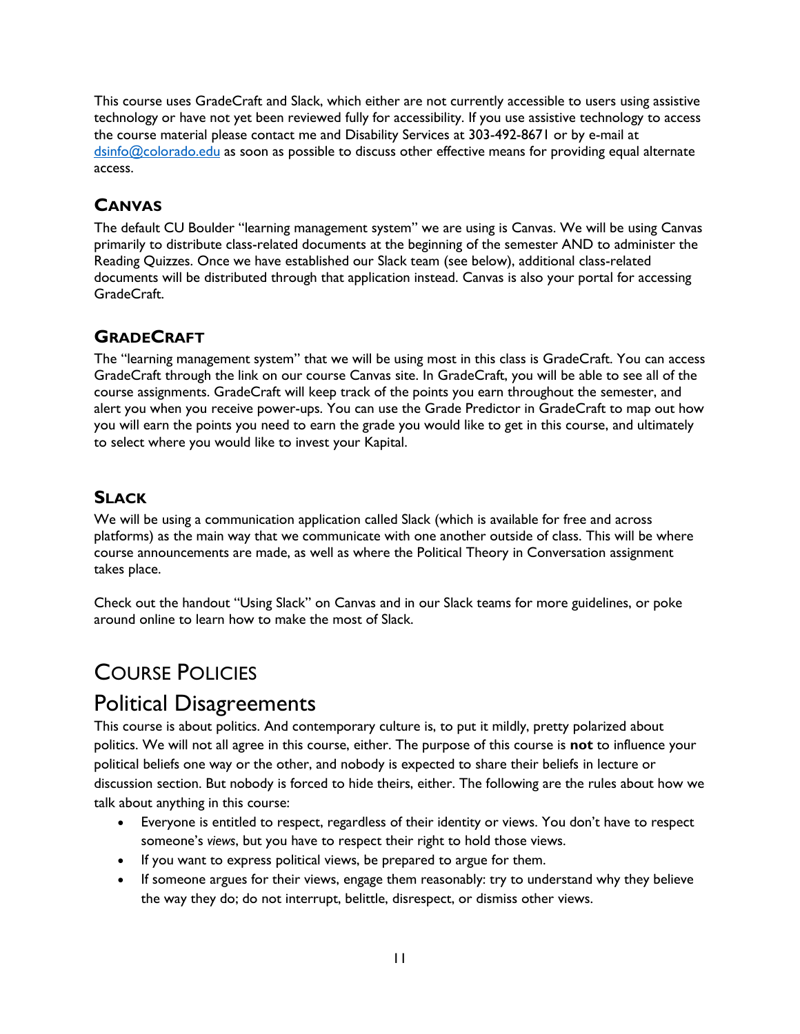This course uses GradeCraft and Slack, which either are not currently accessible to users using assistive technology or have not yet been reviewed fully for accessibility. If you use assistive technology to access the course material please contact me and Disability Services at 303-492-8671 or by e-mail at dsinfo@colorado.edu as soon as possible to discuss other effective means for providing equal alternate access.

### Canvas

The default CU Boulder "learning management system" we are using is Canvas. We will be using Canvas primarily to distribute class-related documents at the beginning of the semester AND to administer the Reading Quizzes. Once we have established our Slack team (see below), additional class-related documents will be distributed through that application instead. Canvas is also your portal for accessing GradeCraft.

### GradeCraft

The "learning management system" that we will be using most in this class is GradeCraft. You can access GradeCraft through the link on our course Canvas site. In GradeCraft, you will be able to see all of the course assignments. GradeCraft will keep track of the points you earn throughout the semester, and alert you when you receive power-ups. You can use the Grade Predictor in GradeCraft to map out how you will earn the points you need to earn the grade you would like to get in this course, and ultimately to select where you would like to invest your Kapital.

### Slack

We will be using a communication application called Slack (which is available for free and across platforms) as the main way that we communicate with one another outside of class. This will be where course announcements are made, as well as where the Political Theory in Conversation assignment takes place.

Check out the handout "Using Slack" on Canvas and in our Slack teams for more guidelines, or poke around online to learn how to make the most of Slack.

# Course Policies

## Political Disagreements

This course is about politics. And contemporary culture is, to put it mildly, pretty polarized about politics. We will not all agree in this course, either. The purpose of this course is **not** to influence your political beliefs one way or the other, and nobody is expected to share their beliefs in lecture or discussion section. But nobody is forced to hide theirs, either. The following are the rules about how we talk about anything in this course:

- Everyone is entitled to respect, regardless of their identity or views. You don't have to respect someone's *views*, but you have to respect their right to hold those views.
- If you want to express political views, be prepared to argue for them.
- If someone argues for their views, engage them reasonably: try to understand why they believe the way they do; do not interrupt, belittle, disrespect, or dismiss other views.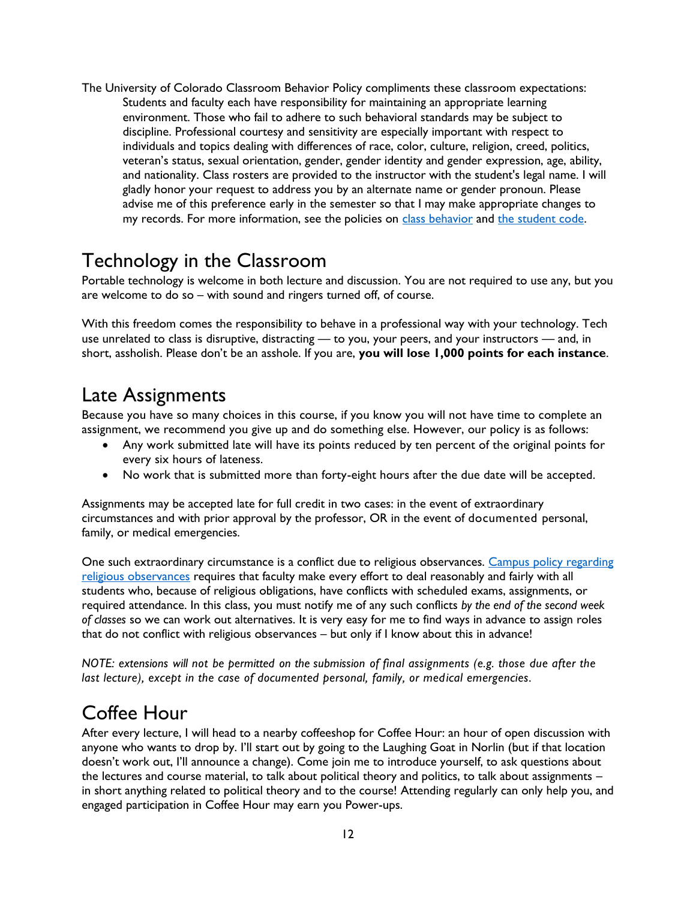The University of Colorado Classroom Behavior Policy compliments these classroom expectations:

> Students and faculty each have responsibility for maintaining an appropriate learning environment. Those who fail to adhere to such behavioral standards may be subject to discipline. Professional courtesy and sensitivity are especially important with respect to individuals and topics dealing with differences of race, color, culture, religion, creed, politics, veteran's status, sexual orientation, gender, gender identity and gender expression, age, ability, and nationality. Class rosters are provided to the instructor with the student's legal name. I will gladly honor your request to address you by an alternate name or gender pronoun. Please advise me of this preference early in the semester so that I may make appropriate changes to my records. For more information, see the policies on [class behavior]() and [the student code]().

## Technology in the Classroom

Portable technology is welcome in both lecture and discussion. You are not required to use any, but you are welcome to do so – with sound and ringers turned off, of course.

With this freedom comes the responsibility to behave in a professional way with your technology. Tech use unrelated to class is disruptive, distracting — to you, your peers, and your instructors — and, in short, assholish. Please don't be an asshole. If you are, **you will lose 1,000 points for each instance**.

## Late Assignments

Because you have so many choices in this course, if you know you will not have time to complete an assignment, we recommend you give up and do something else. However, our policy is as follows:

- Any work submitted late will have its points reduced by ten percent of the original points for every six hours of lateness.
- No work that is submitted more than forty-eight hours after the due date will be accepted.

Assignments may be accepted late for full credit in two cases: in the event of extraordinary circumstances and with prior approval by the professor, OR in the event of documented personal, family, or medical emergencies.

One such extraordinary circumstance is a conflict due to religious observances. [Campus policy regarding religious observances]() requires that faculty make every effort to deal reasonably and fairly with all students who, because of religious obligations, have conflicts with scheduled exams, assignments, or required attendance. In this class, you must notify me of any such conflicts *by the end of the second week of classes* so we can work out alternatives. It is very easy for me to find ways in advance to assign roles that do not conflict with religious observances – but only if I know about this in advance!

*NOTE: extensions will not be permitted on the submission of final assignments (e.g. those due after the last lecture), except in the case of documented personal, family, or medical emergencies.*

## Coffee Hour

After every lecture, I will head to a nearby coffeeshop for Coffee Hour: an hour of open discussion with anyone who wants to drop by. I'll start out by going to the Laughing Goat in Norlin (but if that location doesn't work out, I'll announce a change). Come join me to introduce yourself, to ask questions about the lectures and course material, to talk about political theory and politics, to talk about assignments – in short anything related to political theory and to the course! Attending regularly can only help you, and engaged participation in Coffee Hour may earn you Power-ups.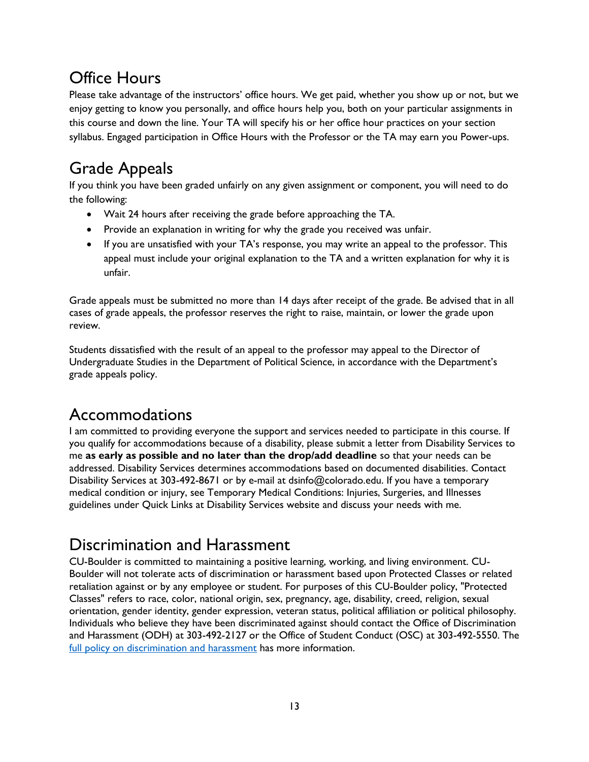## Office Hours

Please take advantage of the instructors' office hours. We get paid, whether you show up or not, but we enjoy getting to know you personally, and office hours help you, both on your particular assignments in this course and down the line. Your TA will specify his or her office hour practices on your section syllabus. Engaged participation in Office Hours with the Professor or the TA may earn you Power-ups.

## Grade Appeals

If you think you have been graded unfairly on any given assignment or component, you will need to do the following:

- Wait 24 hours after receiving the grade before approaching the TA.
- Provide an explanation in writing for why the grade you received was unfair.
- If you are unsatisfied with your TA's response, you may write an appeal to the professor. This appeal must include your original explanation to the TA and a written explanation for why it is unfair.

Grade appeals must be submitted no more than 14 days after receipt of the grade. Be advised that in all cases of grade appeals, the professor reserves the right to raise, maintain, or lower the grade upon review.

Students dissatisfied with the result of an appeal to the professor may appeal to the Director of Undergraduate Studies in the Department of Political Science, in accordance with the Department's grade appeals policy.

## Accommodations

I am committed to providing everyone the support and services needed to participate in this course. If you qualify for accommodations because of a disability, please submit a letter from Disability Services to me **as early as possible and no later than the drop/add deadline** so that your needs can be addressed. Disability Services determines accommodations based on documented disabilities. Contact Disability Services at 303-492-8671 or by e-mail at dsinfo@colorado.edu. If you have a temporary medical condition or injury, see Temporary Medical Conditions: Injuries, Surgeries, and Illnesses guidelines under Quick Links at Disability Services website and discuss your needs with me.

## Discrimination and Harassment

CU-Boulder is committed to maintaining a positive learning, working, and living environment. CU-Boulder will not tolerate acts of discrimination or harassment based upon Protected Classes or related retaliation against or by any employee or student. For purposes of this CU-Boulder policy, "Protected Classes" refers to race, color, national origin, sex, pregnancy, age, disability, creed, religion, sexual orientation, gender identity, gender expression, veteran status, political affiliation or political philosophy. Individuals who believe they have been discriminated against should contact the Office of Discrimination and Harassment (ODH) at 303-492-2127 or the Office of Student Conduct (OSC) at 303-492-5550. The full policy on discrimination and harassment has more information.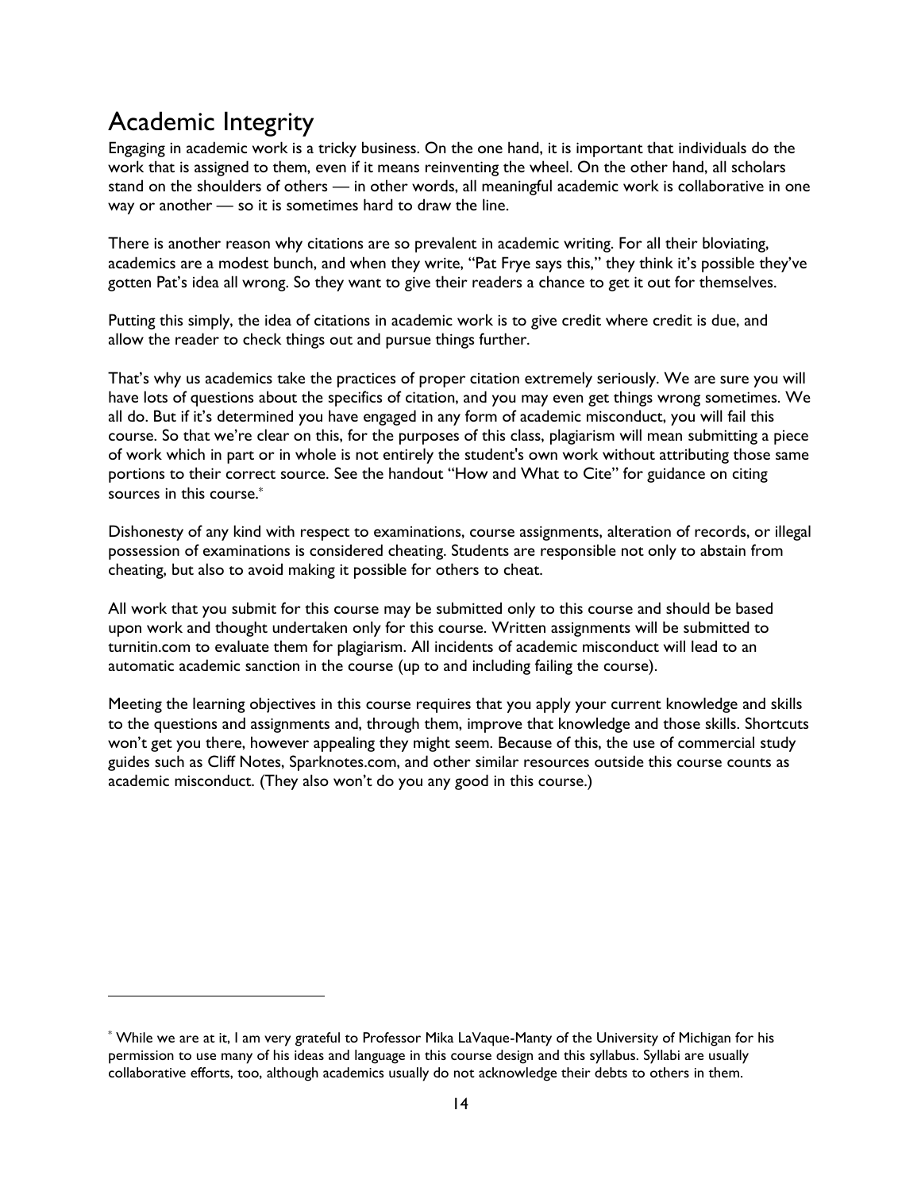# Academic Integrity

Engaging in academic work is a tricky business. On the one hand, it is important that individuals do the work that is assigned to them, even if it means reinventing the wheel. On the other hand, all scholars stand on the shoulders of others — in other words, all meaningful academic work is collaborative in one way or another — so it is sometimes hard to draw the line.

There is another reason why citations are so prevalent in academic writing. For all their bloviating, academics are a modest bunch, and when they write, "Pat Frye says this," they think it's possible they've gotten Pat's idea all wrong. So they want to give their readers a chance to get it out for themselves.

Putting this simply, the idea of citations in academic work is to give credit where credit is due, and allow the reader to check things out and pursue things further.

That's why us academics take the practices of proper citation extremely seriously. We are sure you will have lots of questions about the specifics of citation, and you may even get things wrong sometimes. We all do. But if it's determined you have engaged in any form of academic misconduct, you will fail this course. So that we're clear on this, for the purposes of this class, plagiarism will mean submitting a piece of work which in part or in whole is not entirely the student's own work without attributing those same portions to their correct source. See the handout "How and What to Cite" for guidance on citing sources in this course.[*]

Dishonesty of any kind with respect to examinations, course assignments, alteration of records, or illegal possession of examinations is considered cheating. Students are responsible not only to abstain from cheating, but also to avoid making it possible for others to cheat.

All work that you submit for this course may be submitted only to this course and should be based upon work and thought undertaken only for this course. Written assignments will be submitted to turnitin.com to evaluate them for plagiarism. All incidents of academic misconduct will lead to an automatic academic sanction in the course (up to and including failing the course).

Meeting the learning objectives in this course requires that you apply your current knowledge and skills to the questions and assignments and, through them, improve that knowledge and those skills. Shortcuts won't get you there, however appealing they might seem. Because of this, the use of commercial study guides such as Cliff Notes, Sparknotes.com, and other similar resources outside this course counts as academic misconduct. (They also won't do you any good in this course.)

---

[*] While we are at it, I am very grateful to Professor Mika LaVaque-Manty of the University of Michigan for his permission to use many of his ideas and language in this course design and this syllabus. Syllabi are usually collaborative efforts, too, although academics usually do not acknowledge their debts to others in them.